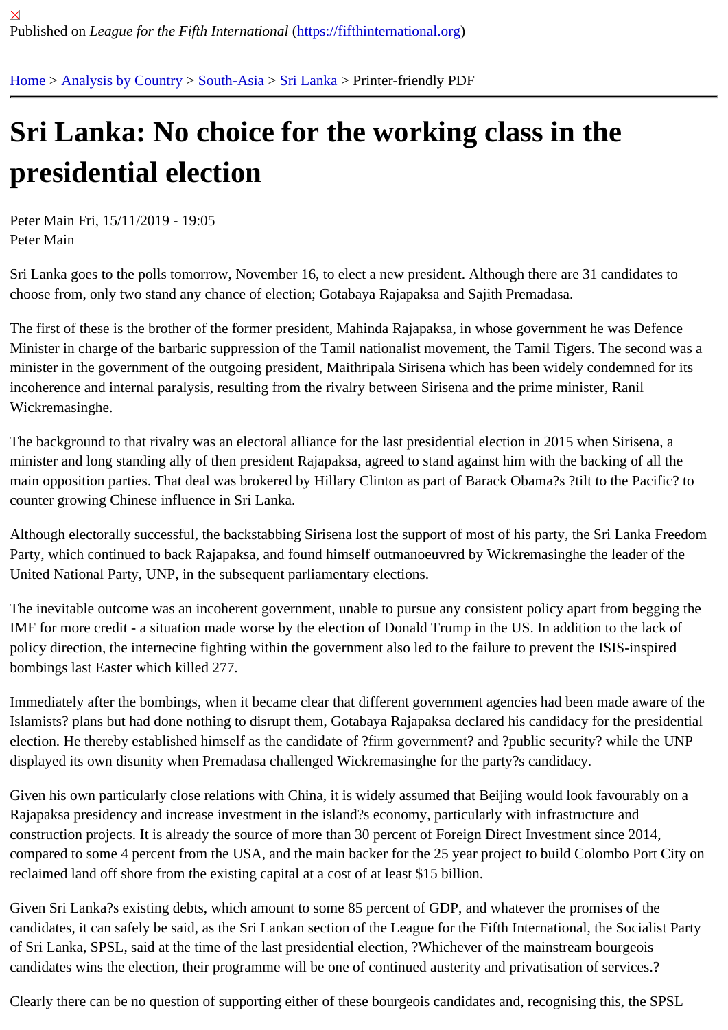Published on *League for the Fifth International* (https://fifthinternational.org)

Home > Analysis by Country > South-Asia > Sri Lanka > Printer-friendly PDF

# Sri Lanka: No choice for the working class in the presidential election

Peter Main Fri, 15/11/2019 - 19:05
Peter Main

Sri Lanka goes to the polls tomorrow, November 16, to elect a new president. Although there are 31 candidates to choose from, only two stand any chance of election; Gotabaya Rajapaksa and Sajith Premadasa.

The first of these is the brother of the former president, Mahinda Rajapaksa, in whose government he was Defence Minister in charge of the barbaric suppression of the Tamil nationalist movement, the Tamil Tigers. The second was a minister in the government of the outgoing president, Maithripala Sirisena which has been widely condemned for its incoherence and internal paralysis, resulting from the rivalry between Sirisena and the prime minister, Ranil Wickremasinghe.

The background to that rivalry was an electoral alliance for the last presidential election in 2015 when Sirisena, a minister and long standing ally of then president Rajapaksa, agreed to stand against him with the backing of all the main opposition parties. That deal was brokered by Hillary Clinton as part of Barack Obama?s ?tilt to the Pacific? to counter growing Chinese influence in Sri Lanka.

Although electorally successful, the backstabbing Sirisena lost the support of most of his party, the Sri Lanka Freedom Party, which continued to back Rajapaksa, and found himself outmanoeuvred by Wickremasinghe the leader of the United National Party, UNP, in the subsequent parliamentary elections.

The inevitable outcome was an incoherent government, unable to pursue any consistent policy apart from begging the IMF for more credit - a situation made worse by the election of Donald Trump in the US. In addition to the lack of policy direction, the internecine fighting within the government also led to the failure to prevent the ISIS-inspired bombings last Easter which killed 277.

Immediately after the bombings, when it became clear that different government agencies had been made aware of the Islamists? plans but had done nothing to disrupt them, Gotabaya Rajapaksa declared his candidacy for the presidential election. He thereby established himself as the candidate of ?firm government? and ?public security? while the UNP displayed its own disunity when Premadasa challenged Wickremasinghe for the party?s candidacy.

Given his own particularly close relations with China, it is widely assumed that Beijing would look favourably on a Rajapaksa presidency and increase investment in the island?s economy, particularly with infrastructure and construction projects. It is already the source of more than 30 percent of Foreign Direct Investment since 2014, compared to some 4 percent from the USA, and the main backer for the 25 year project to build Colombo Port City on reclaimed land off shore from the existing capital at a cost of at least $15 billion.

Given Sri Lanka?s existing debts, which amount to some 85 percent of GDP, and whatever the promises of the candidates, it can safely be said, as the Sri Lankan section of the League for the Fifth International, the Socialist Party of Sri Lanka, SPSL, said at the time of the last presidential election, ?Whichever of the mainstream bourgeois candidates wins the election, their programme will be one of continued austerity and privatisation of services.?

Clearly there can be no question of supporting either of these bourgeois candidates and, recognising this, the SPSL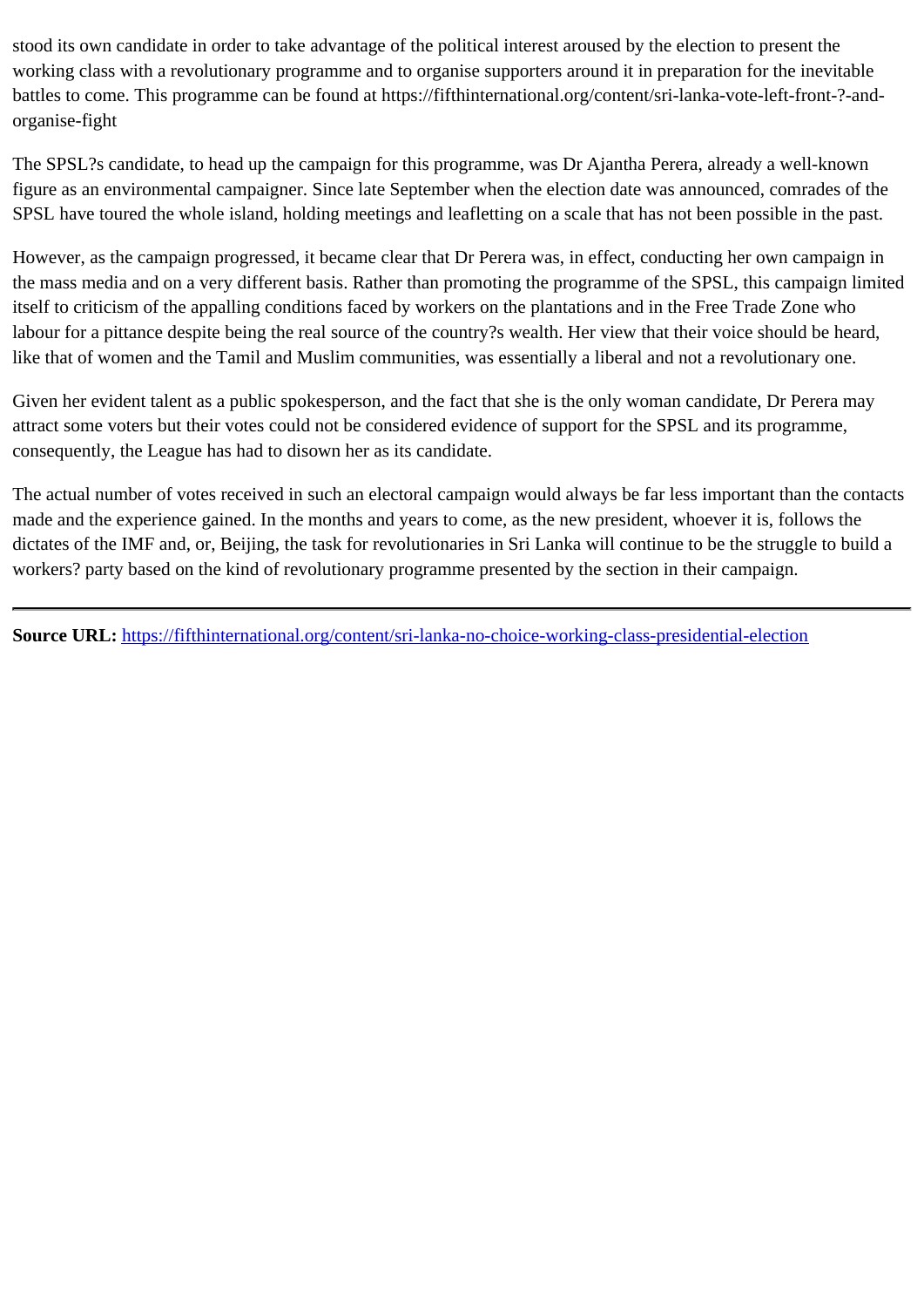stood its own candidate in order to take advantage of the political interest aroused by the election to present the working class with a revolutionary programme and to organise supporters around it in preparation for the inevitable battles to come. This programme can be found at https://fifthinternational.org/content/sri-lanka-vote-left-front-?-and-organise-fight

The SPSL?s candidate, to head up the campaign for this programme, was Dr Ajantha Perera, already a well-known figure as an environmental campaigner. Since late September when the election date was announced, comrades of the SPSL have toured the whole island, holding meetings and leafletting on a scale that has not been possible in the past.

However, as the campaign progressed, it became clear that Dr Perera was, in effect, conducting her own campaign in the mass media and on a very different basis. Rather than promoting the programme of the SPSL, this campaign limited itself to criticism of the appalling conditions faced by workers on the plantations and in the Free Trade Zone who labour for a pittance despite being the real source of the country?s wealth. Her view that their voice should be heard, like that of women and the Tamil and Muslim communities, was essentially a liberal and not a revolutionary one.

Given her evident talent as a public spokesperson, and the fact that she is the only woman candidate, Dr Perera may attract some voters but their votes could not be considered evidence of support for the SPSL and its programme, consequently, the League has had to disown her as its candidate.

The actual number of votes received in such an electoral campaign would always be far less important than the contacts made and the experience gained. In the months and years to come, as the new president, whoever it is, follows the dictates of the IMF and, or, Beijing, the task for revolutionaries in Sri Lanka will continue to be the struggle to build a workers? party based on the kind of revolutionary programme presented by the section in their campaign.

---

**Source URL:** https://fifthinternational.org/content/sri-lanka-no-choice-working-class-presidential-election